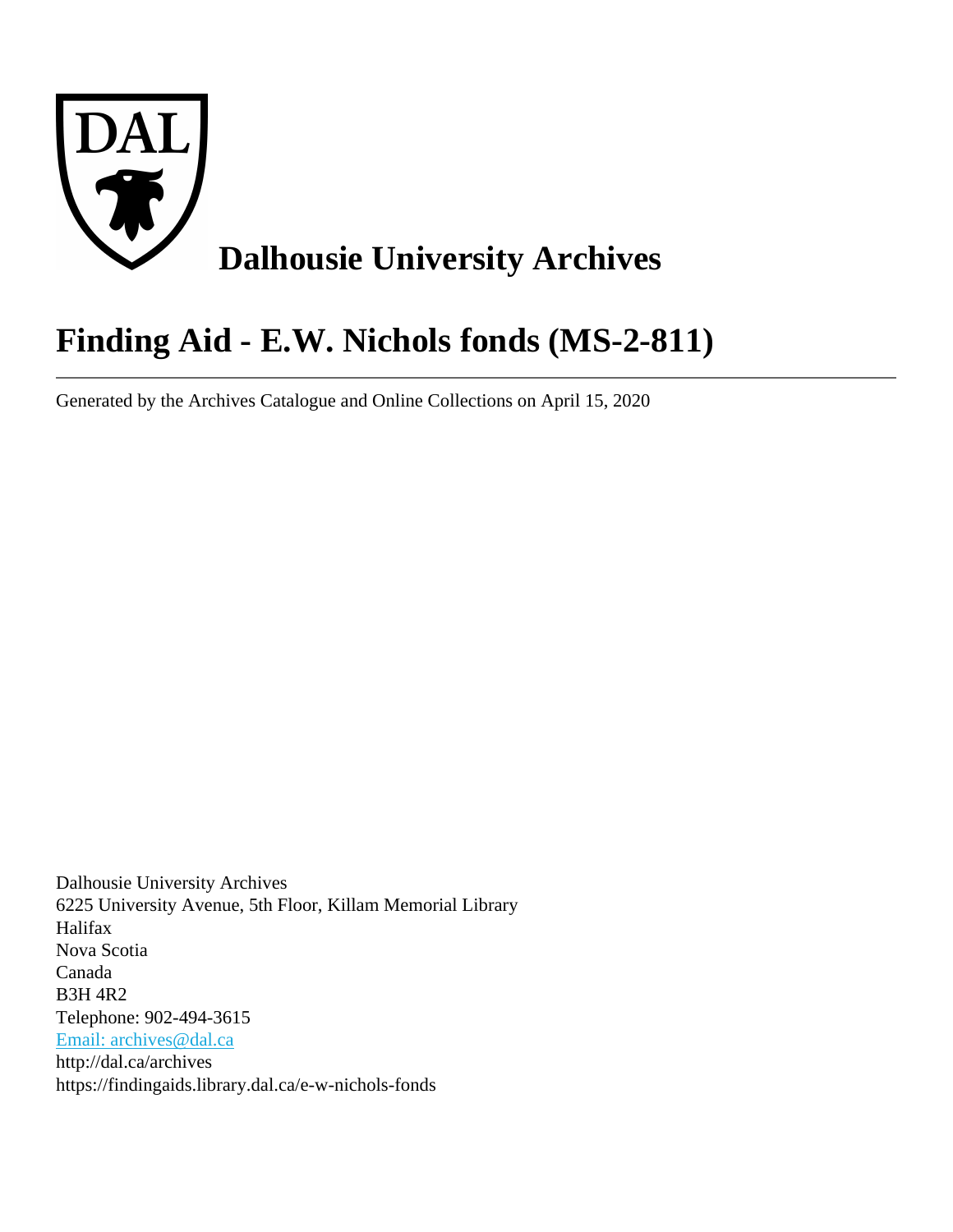# Dalhousie University Archives

# Finding Aid - E.W. Nichols fonds (MS-2-811)

---

Generated by the Archives Catalogue and Online Collections on April 15, 2020

Dalhousie University Archives
6225 University Avenue, 5th Floor, Killam Memorial Library
Halifax
Nova Scotia
Canada
B3H 4R2
Telephone: 902-494-3615
Email: archives@dal.ca
http://dal.ca/archives
https://findingaids.library.dal.ca/e-w-nichols-fonds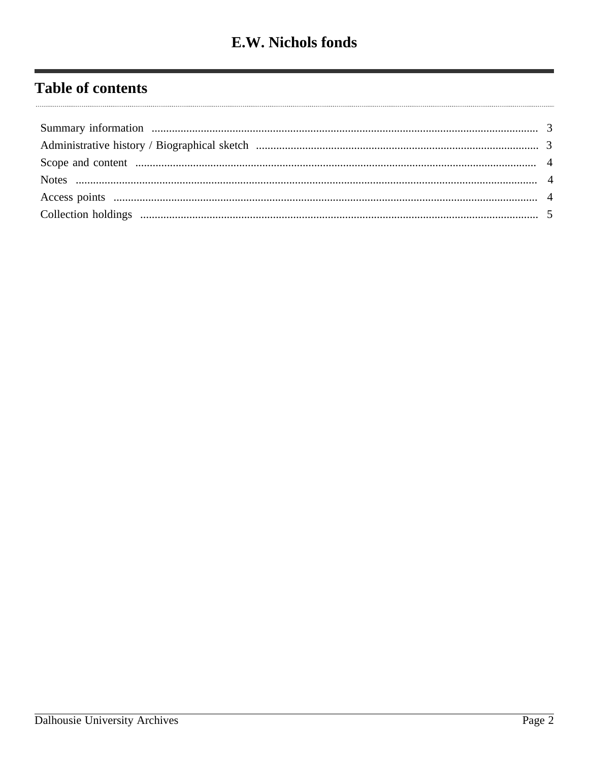# E.W. Nichols fonds

## Table of contents

- Summary information .......... 3
- Administrative history / Biographical sketch .......... 3
- Scope and content .......... 4
- Notes .......... 4
- Access points .......... 4
- Collection holdings .......... 5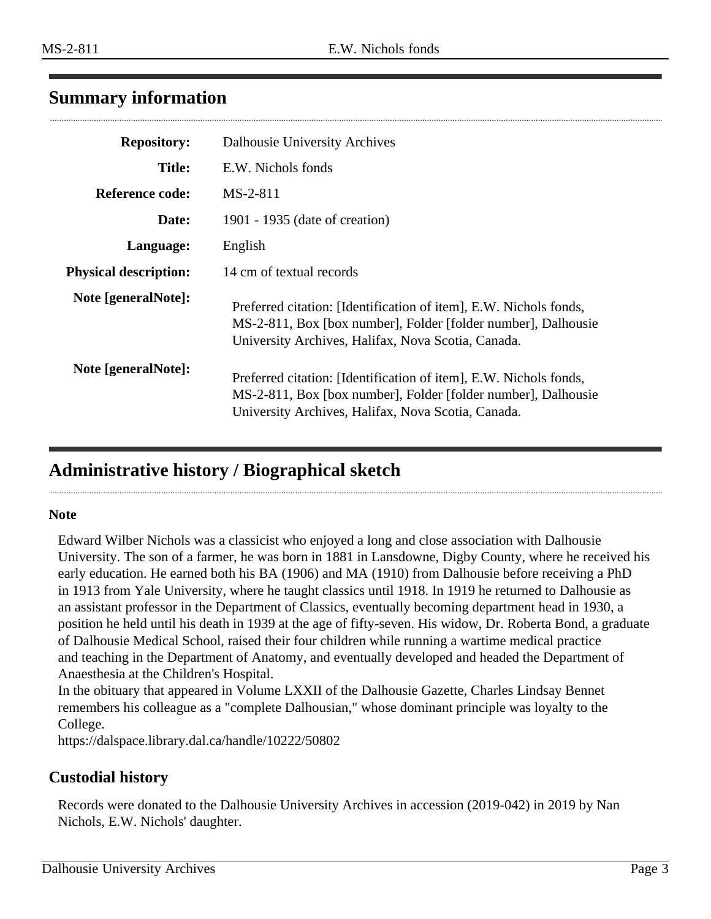## Summary information

| | |
|---|---|
| **Repository:** | Dalhousie University Archives |
| **Title:** | E.W. Nichols fonds |
| **Reference code:** | MS-2-811 |
| **Date:** | 1901 - 1935 (date of creation) |
| **Language:** | English |
| **Physical description:** | 14 cm of textual records |
| **Note [generalNote]:** | Preferred citation: [Identification of item], E.W. Nichols fonds, MS-2-811, Box [box number], Folder [folder number], Dalhousie University Archives, Halifax, Nova Scotia, Canada. |
| **Note [generalNote]:** | Preferred citation: [Identification of item], E.W. Nichols fonds, MS-2-811, Box [box number], Folder [folder number], Dalhousie University Archives, Halifax, Nova Scotia, Canada. |

## Administrative history / Biographical sketch

**Note**

Edward Wilber Nichols was a classicist who enjoyed a long and close association with Dalhousie University. The son of a farmer, he was born in 1881 in Lansdowne, Digby County, where he received his early education. He earned both his BA (1906) and MA (1910) from Dalhousie before receiving a PhD in 1913 from Yale University, where he taught classics until 1918. In 1919 he returned to Dalhousie as an assistant professor in the Department of Classics, eventually becoming department head in 1930, a position he held until his death in 1939 at the age of fifty-seven. His widow, Dr. Roberta Bond, a graduate of Dalhousie Medical School, raised their four children while running a wartime medical practice and teaching in the Department of Anatomy, and eventually developed and headed the Department of Anaesthesia at the Children's Hospital.
In the obituary that appeared in Volume LXXII of the Dalhousie Gazette, Charles Lindsay Bennet remembers his colleague as a "complete Dalhousian," whose dominant principle was loyalty to the College.
https://dalspace.library.dal.ca/handle/10222/50802

## Custodial history

Records were donated to the Dalhousie University Archives in accession (2019-042) in 2019 by Nan Nichols, E.W. Nichols' daughter.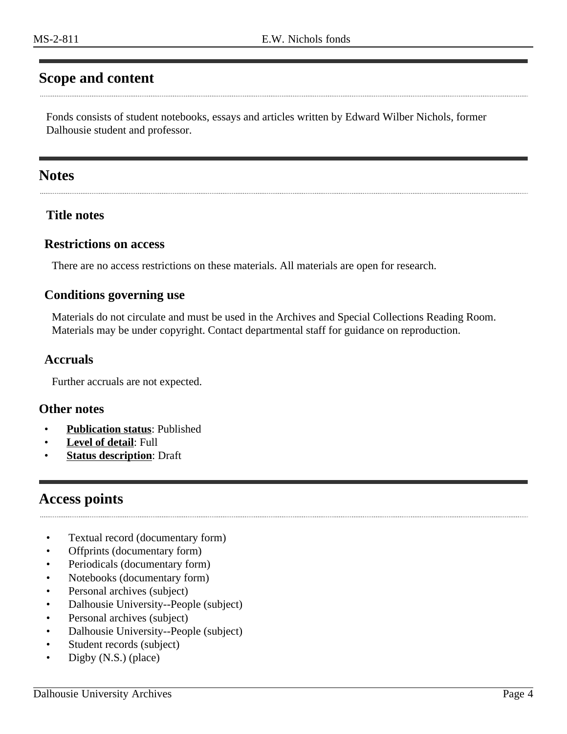## Scope and content

Fonds consists of student notebooks, essays and articles written by Edward Wilber Nichols, former Dalhousie student and professor.

## Notes

### Title notes

### Restrictions on access

There are no access restrictions on these materials. All materials are open for research.

### Conditions governing use

Materials do not circulate and must be used in the Archives and Special Collections Reading Room. Materials may be under copyright. Contact departmental staff for guidance on reproduction.

### Accruals

Further accruals are not expected.

### Other notes

- **Publication status**: Published
- **Level of detail**: Full
- **Status description**: Draft

## Access points

- Textual record (documentary form)
- Offprints (documentary form)
- Periodicals (documentary form)
- Notebooks (documentary form)
- Personal archives (subject)
- Dalhousie University--People (subject)
- Personal archives (subject)
- Dalhousie University--People (subject)
- Student records (subject)
- Digby (N.S.) (place)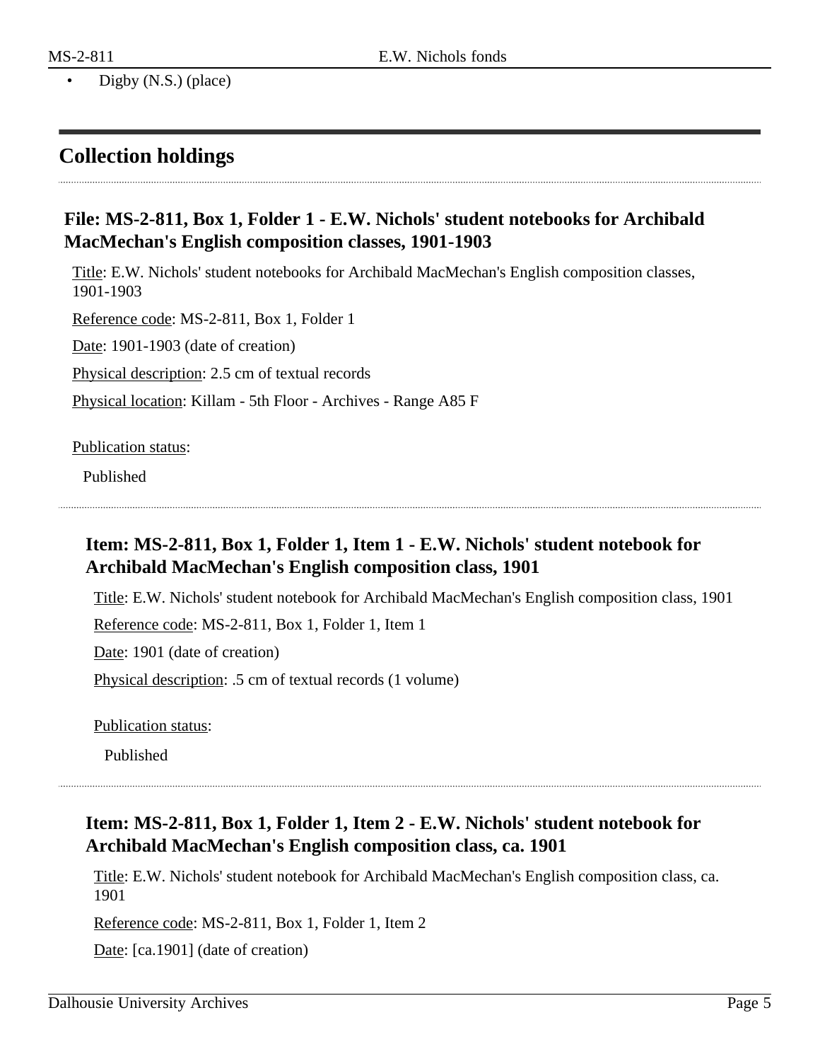- Digby (N.S.) (place)

## Collection holdings

### File: MS-2-811, Box 1, Folder 1 - E.W. Nichols' student notebooks for Archibald MacMechan's English composition classes, 1901-1903

Title: E.W. Nichols' student notebooks for Archibald MacMechan's English composition classes, 1901-1903

Reference code: MS-2-811, Box 1, Folder 1

Date: 1901-1903 (date of creation)

Physical description: 2.5 cm of textual records

Physical location: Killam - 5th Floor - Archives - Range A85 F

Publication status:

Published

#### Item: MS-2-811, Box 1, Folder 1, Item 1 - E.W. Nichols' student notebook for Archibald MacMechan's English composition class, 1901

Title: E.W. Nichols' student notebook for Archibald MacMechan's English composition class, 1901

Reference code: MS-2-811, Box 1, Folder 1, Item 1

Date: 1901 (date of creation)

Physical description: .5 cm of textual records (1 volume)

Publication status:

Published

#### Item: MS-2-811, Box 1, Folder 1, Item 2 - E.W. Nichols' student notebook for Archibald MacMechan's English composition class, ca. 1901

Title: E.W. Nichols' student notebook for Archibald MacMechan's English composition class, ca. 1901

Reference code: MS-2-811, Box 1, Folder 1, Item 2

Date: [ca.1901] (date of creation)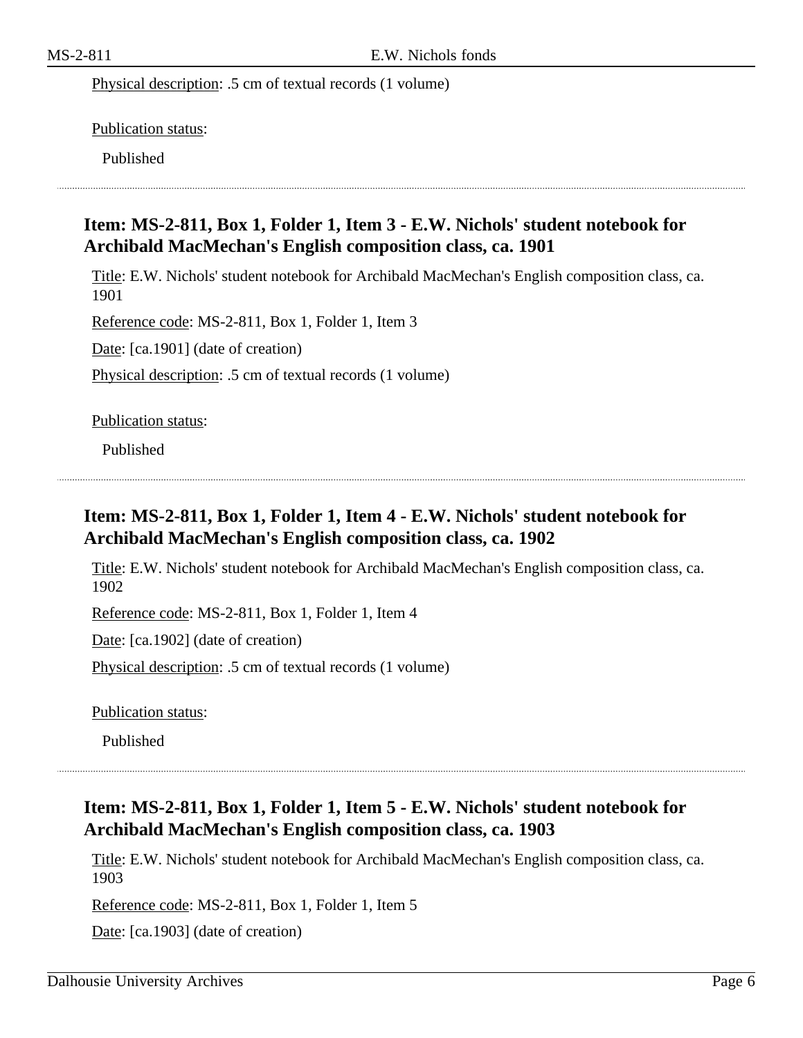Physical description: .5 cm of textual records (1 volume)

Publication status:

Published

---

### Item: MS-2-811, Box 1, Folder 1, Item 3 - E.W. Nichols' student notebook for Archibald MacMechan's English composition class, ca. 1901

Title: E.W. Nichols' student notebook for Archibald MacMechan's English composition class, ca. 1901

Reference code: MS-2-811, Box 1, Folder 1, Item 3

Date: [ca.1901] (date of creation)

Physical description: .5 cm of textual records (1 volume)

Publication status:

Published

---

### Item: MS-2-811, Box 1, Folder 1, Item 4 - E.W. Nichols' student notebook for Archibald MacMechan's English composition class, ca. 1902

Title: E.W. Nichols' student notebook for Archibald MacMechan's English composition class, ca. 1902

Reference code: MS-2-811, Box 1, Folder 1, Item 4

Date: [ca.1902] (date of creation)

Physical description: .5 cm of textual records (1 volume)

Publication status:

Published

---

### Item: MS-2-811, Box 1, Folder 1, Item 5 - E.W. Nichols' student notebook for Archibald MacMechan's English composition class, ca. 1903

Title: E.W. Nichols' student notebook for Archibald MacMechan's English composition class, ca. 1903

Reference code: MS-2-811, Box 1, Folder 1, Item 5

Date: [ca.1903] (date of creation)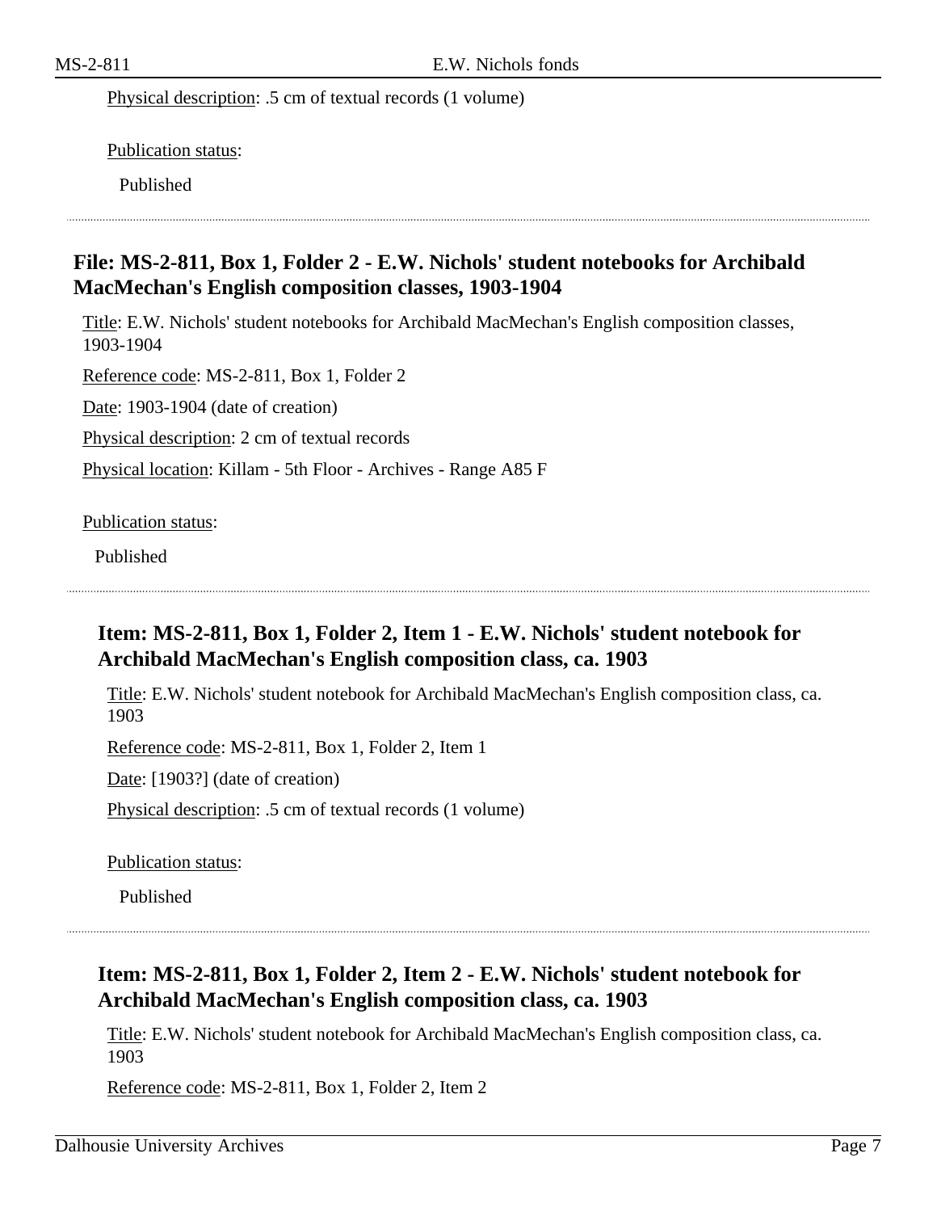Physical description: .5 cm of textual records (1 volume)

Publication status:

Published

## File: MS-2-811, Box 1, Folder 2 - E.W. Nichols' student notebooks for Archibald MacMechan's English composition classes, 1903-1904

Title: E.W. Nichols' student notebooks for Archibald MacMechan's English composition classes, 1903-1904

Reference code: MS-2-811, Box 1, Folder 2

Date: 1903-1904 (date of creation)

Physical description: 2 cm of textual records

Physical location: Killam - 5th Floor - Archives - Range A85 F

Publication status:

Published

### Item: MS-2-811, Box 1, Folder 2, Item 1 - E.W. Nichols' student notebook for Archibald MacMechan's English composition class, ca. 1903

Title: E.W. Nichols' student notebook for Archibald MacMechan's English composition class, ca. 1903

Reference code: MS-2-811, Box 1, Folder 2, Item 1

Date: [1903?] (date of creation)

Physical description: .5 cm of textual records (1 volume)

Publication status:

Published

### Item: MS-2-811, Box 1, Folder 2, Item 2 - E.W. Nichols' student notebook for Archibald MacMechan's English composition class, ca. 1903

Title: E.W. Nichols' student notebook for Archibald MacMechan's English composition class, ca. 1903

Reference code: MS-2-811, Box 1, Folder 2, Item 2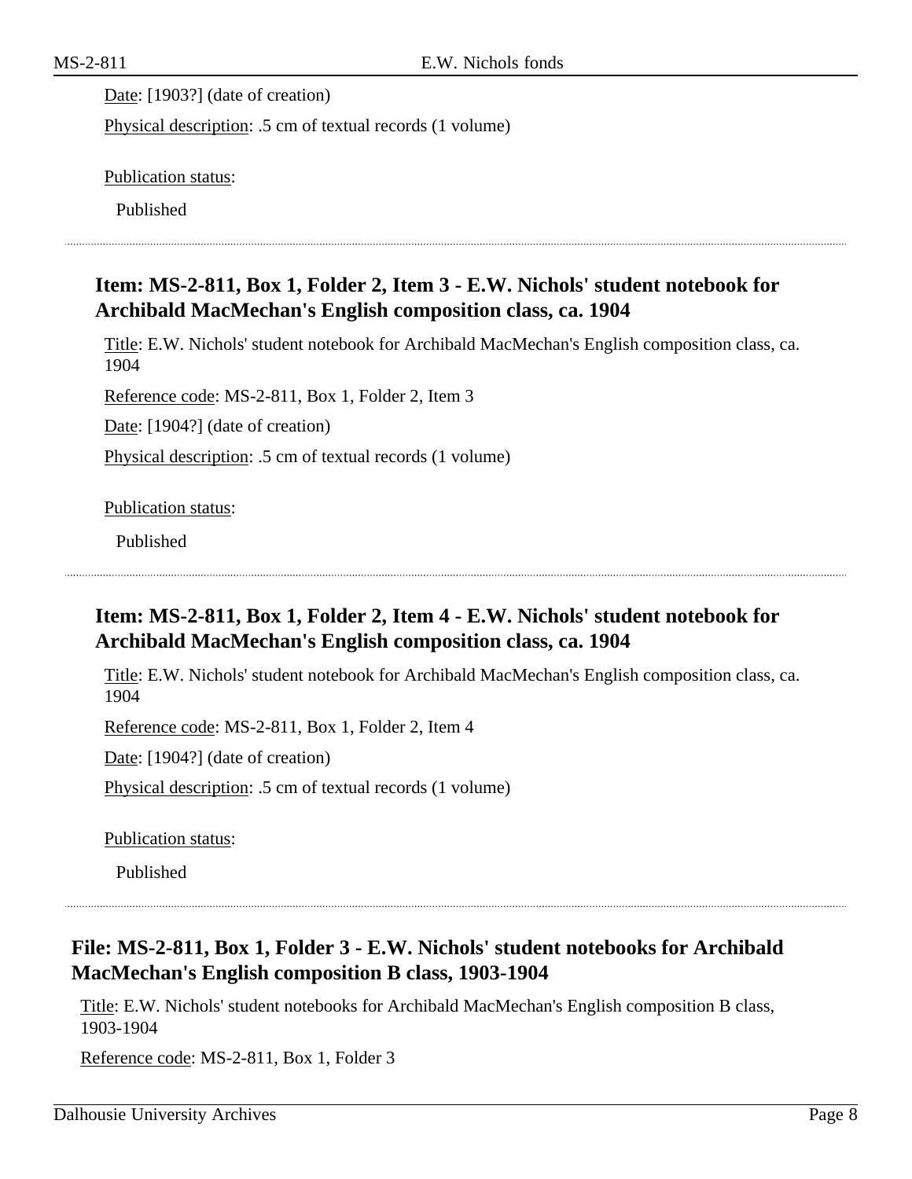Date: [1903?] (date of creation)

Physical description: .5 cm of textual records (1 volume)

Publication status:

Published

### Item: MS-2-811, Box 1, Folder 2, Item 3 - E.W. Nichols' student notebook for Archibald MacMechan's English composition class, ca. 1904

Title: E.W. Nichols' student notebook for Archibald MacMechan's English composition class, ca. 1904

Reference code: MS-2-811, Box 1, Folder 2, Item 3

Date: [1904?] (date of creation)

Physical description: .5 cm of textual records (1 volume)

Publication status:

Published

### Item: MS-2-811, Box 1, Folder 2, Item 4 - E.W. Nichols' student notebook for Archibald MacMechan's English composition class, ca. 1904

Title: E.W. Nichols' student notebook for Archibald MacMechan's English composition class, ca. 1904

Reference code: MS-2-811, Box 1, Folder 2, Item 4

Date: [1904?] (date of creation)

Physical description: .5 cm of textual records (1 volume)

Publication status:

Published

## File: MS-2-811, Box 1, Folder 3 - E.W. Nichols' student notebooks for Archibald MacMechan's English composition B class, 1903-1904

Title: E.W. Nichols' student notebooks for Archibald MacMechan's English composition B class, 1903-1904

Reference code: MS-2-811, Box 1, Folder 3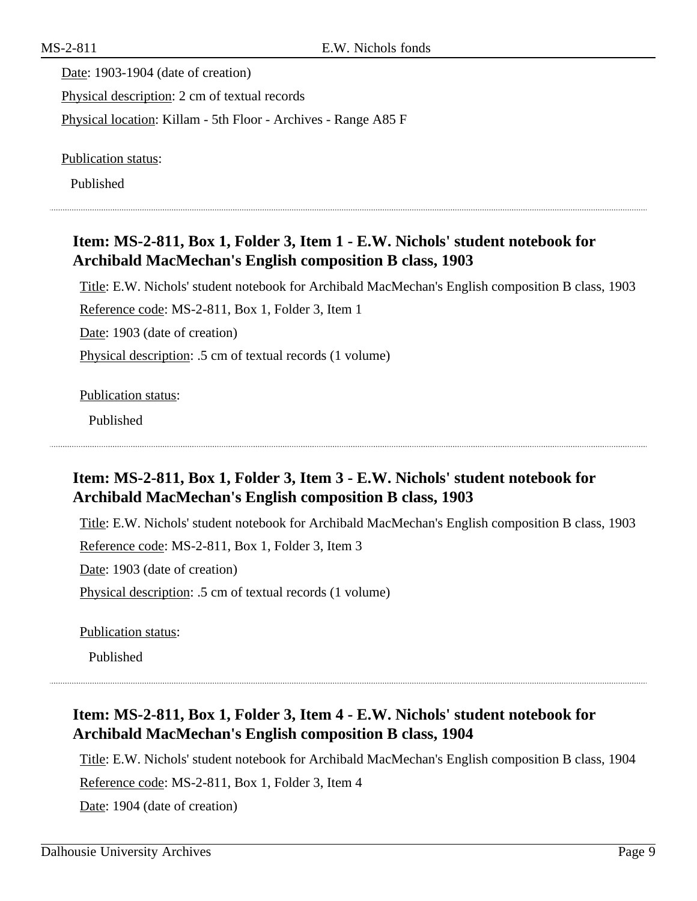Date: 1903-1904 (date of creation)

Physical description: 2 cm of textual records

Physical location: Killam - 5th Floor - Archives - Range A85 F

Publication status:

Published

---

### Item: MS-2-811, Box 1, Folder 3, Item 1 - E.W. Nichols' student notebook for Archibald MacMechan's English composition B class, 1903

Title: E.W. Nichols' student notebook for Archibald MacMechan's English composition B class, 1903

Reference code: MS-2-811, Box 1, Folder 3, Item 1

Date: 1903 (date of creation)

Physical description: .5 cm of textual records (1 volume)

Publication status:

Published

---

### Item: MS-2-811, Box 1, Folder 3, Item 3 - E.W. Nichols' student notebook for Archibald MacMechan's English composition B class, 1903

Title: E.W. Nichols' student notebook for Archibald MacMechan's English composition B class, 1903

Reference code: MS-2-811, Box 1, Folder 3, Item 3

Date: 1903 (date of creation)

Physical description: .5 cm of textual records (1 volume)

Publication status:

Published

---

### Item: MS-2-811, Box 1, Folder 3, Item 4 - E.W. Nichols' student notebook for Archibald MacMechan's English composition B class, 1904

Title: E.W. Nichols' student notebook for Archibald MacMechan's English composition B class, 1904

Reference code: MS-2-811, Box 1, Folder 3, Item 4

Date: 1904 (date of creation)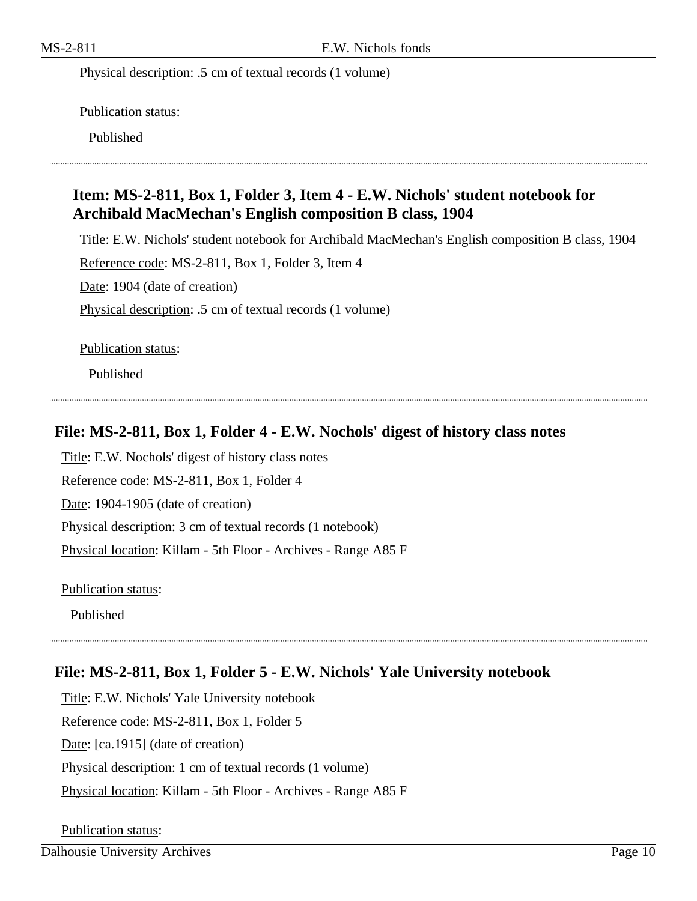Physical description: .5 cm of textual records (1 volume)

Publication status:

Published

### Item: MS-2-811, Box 1, Folder 3, Item 4 - E.W. Nichols' student notebook for Archibald MacMechan's English composition B class, 1904

Title: E.W. Nichols' student notebook for Archibald MacMechan's English composition B class, 1904

Reference code: MS-2-811, Box 1, Folder 3, Item 4

Date: 1904 (date of creation)

Physical description: .5 cm of textual records (1 volume)

Publication status:

Published

## File: MS-2-811, Box 1, Folder 4 - E.W. Nochols' digest of history class notes

Title: E.W. Nochols' digest of history class notes

Reference code: MS-2-811, Box 1, Folder 4

Date: 1904-1905 (date of creation)

Physical description: 3 cm of textual records (1 notebook)

Physical location: Killam - 5th Floor - Archives - Range A85 F

Publication status:

Published

## File: MS-2-811, Box 1, Folder 5 - E.W. Nichols' Yale University notebook

Title: E.W. Nichols' Yale University notebook

Reference code: MS-2-811, Box 1, Folder 5

Date: [ca.1915] (date of creation)

Physical description: 1 cm of textual records (1 volume)

Physical location: Killam - 5th Floor - Archives - Range A85 F

Publication status: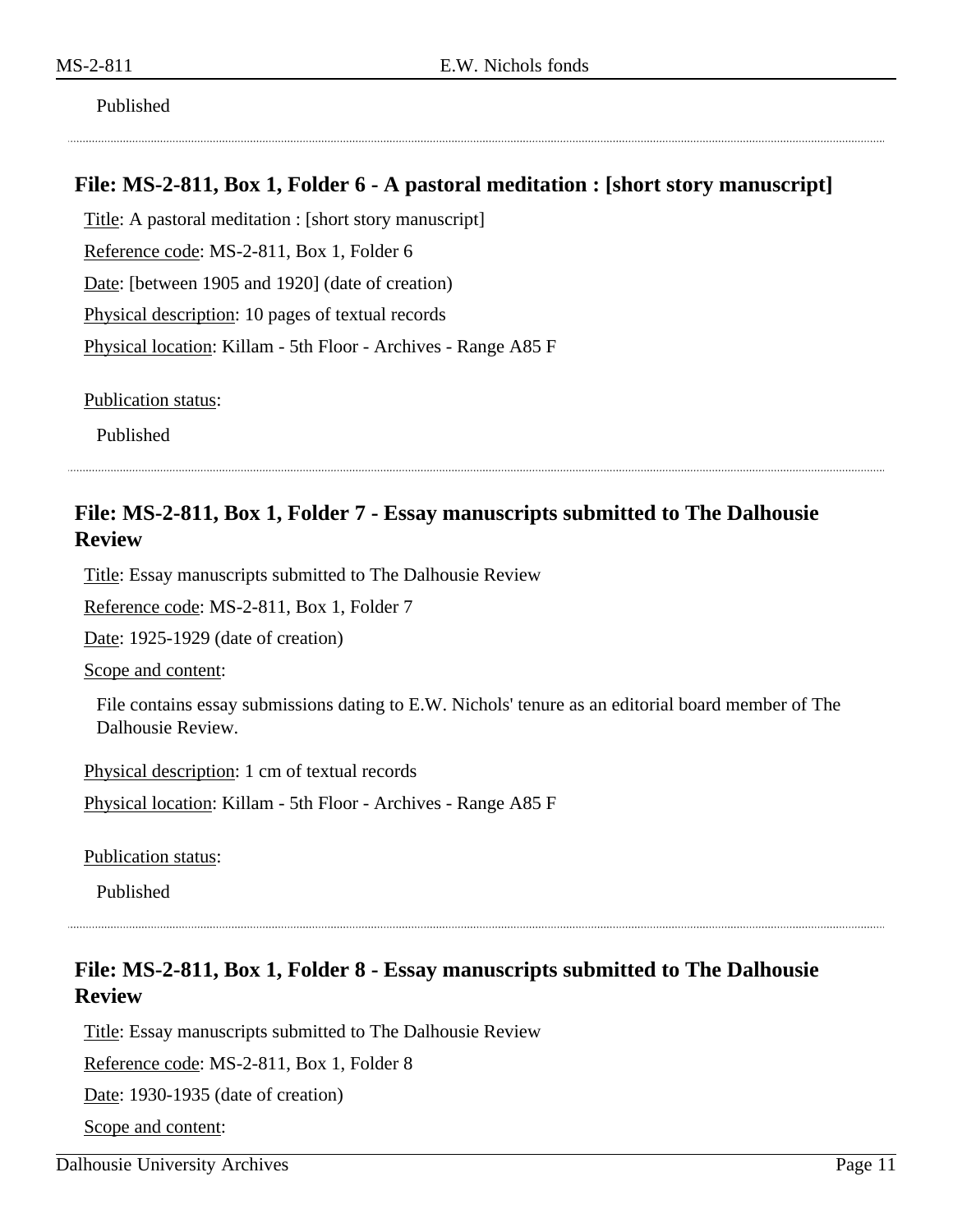Published

---

### File: MS-2-811, Box 1, Folder 6 - A pastoral meditation : [short story manuscript]

Title: A pastoral meditation : [short story manuscript]

Reference code: MS-2-811, Box 1, Folder 6

Date: [between 1905 and 1920] (date of creation)

Physical description: 10 pages of textual records

Physical location: Killam - 5th Floor - Archives - Range A85 F

Publication status:

Published

---

### File: MS-2-811, Box 1, Folder 7 - Essay manuscripts submitted to The Dalhousie Review

Title: Essay manuscripts submitted to The Dalhousie Review

Reference code: MS-2-811, Box 1, Folder 7

Date: 1925-1929 (date of creation)

Scope and content:

File contains essay submissions dating to E.W. Nichols' tenure as an editorial board member of The Dalhousie Review.

Physical description: 1 cm of textual records

Physical location: Killam - 5th Floor - Archives - Range A85 F

Publication status:

Published

---

### File: MS-2-811, Box 1, Folder 8 - Essay manuscripts submitted to The Dalhousie Review

Title: Essay manuscripts submitted to The Dalhousie Review

Reference code: MS-2-811, Box 1, Folder 8

Date: 1930-1935 (date of creation)

Scope and content: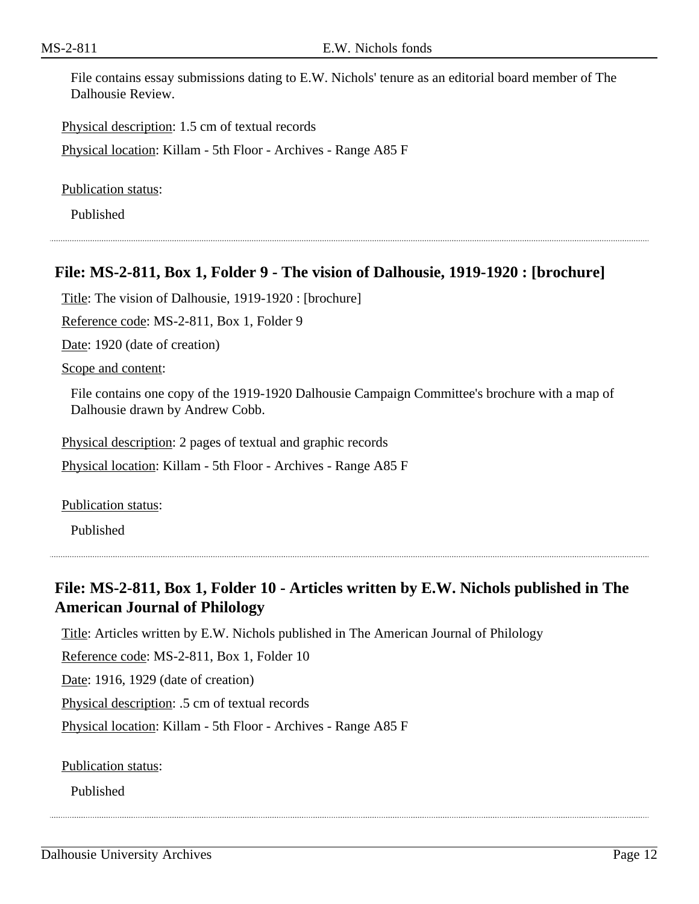File contains essay submissions dating to E.W. Nichols' tenure as an editorial board member of The Dalhousie Review.

Physical description: 1.5 cm of textual records

Physical location: Killam - 5th Floor - Archives - Range A85 F

Publication status:

Published

---

## File: MS-2-811, Box 1, Folder 9 - The vision of Dalhousie, 1919-1920 : [brochure]

Title: The vision of Dalhousie, 1919-1920 : [brochure]

Reference code: MS-2-811, Box 1, Folder 9

Date: 1920 (date of creation)

Scope and content:

File contains one copy of the 1919-1920 Dalhousie Campaign Committee's brochure with a map of Dalhousie drawn by Andrew Cobb.

Physical description: 2 pages of textual and graphic records

Physical location: Killam - 5th Floor - Archives - Range A85 F

Publication status:

Published

---

## File: MS-2-811, Box 1, Folder 10 - Articles written by E.W. Nichols published in The American Journal of Philology

Title: Articles written by E.W. Nichols published in The American Journal of Philology

Reference code: MS-2-811, Box 1, Folder 10

Date: 1916, 1929 (date of creation)

Physical description: .5 cm of textual records

Physical location: Killam - 5th Floor - Archives - Range A85 F

Publication status:

Published

---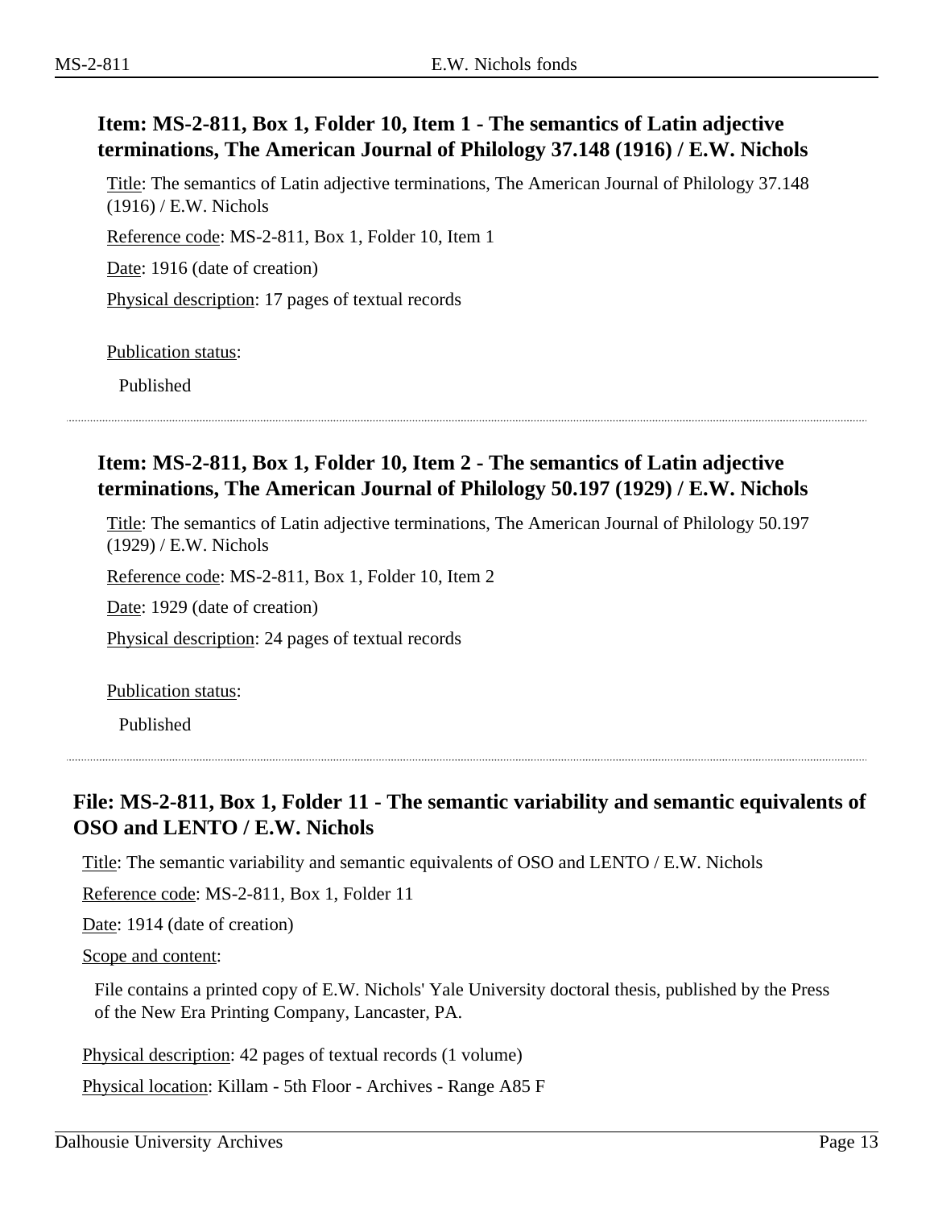### Item: MS-2-811, Box 1, Folder 10, Item 1 - The semantics of Latin adjective terminations, The American Journal of Philology 37.148 (1916) / E.W. Nichols

Title: The semantics of Latin adjective terminations, The American Journal of Philology 37.148 (1916) / E.W. Nichols

Reference code: MS-2-811, Box 1, Folder 10, Item 1

Date: 1916 (date of creation)

Physical description: 17 pages of textual records

Publication status:

Published

---

### Item: MS-2-811, Box 1, Folder 10, Item 2 - The semantics of Latin adjective terminations, The American Journal of Philology 50.197 (1929) / E.W. Nichols

Title: The semantics of Latin adjective terminations, The American Journal of Philology 50.197 (1929) / E.W. Nichols

Reference code: MS-2-811, Box 1, Folder 10, Item 2

Date: 1929 (date of creation)

Physical description: 24 pages of textual records

Publication status:

Published

---

## File: MS-2-811, Box 1, Folder 11 - The semantic variability and semantic equivalents of OSO and LENTO / E.W. Nichols

Title: The semantic variability and semantic equivalents of OSO and LENTO / E.W. Nichols

Reference code: MS-2-811, Box 1, Folder 11

Date: 1914 (date of creation)

Scope and content:

File contains a printed copy of E.W. Nichols' Yale University doctoral thesis, published by the Press of the New Era Printing Company, Lancaster, PA.

Physical description: 42 pages of textual records (1 volume)

Physical location: Killam - 5th Floor - Archives - Range A85 F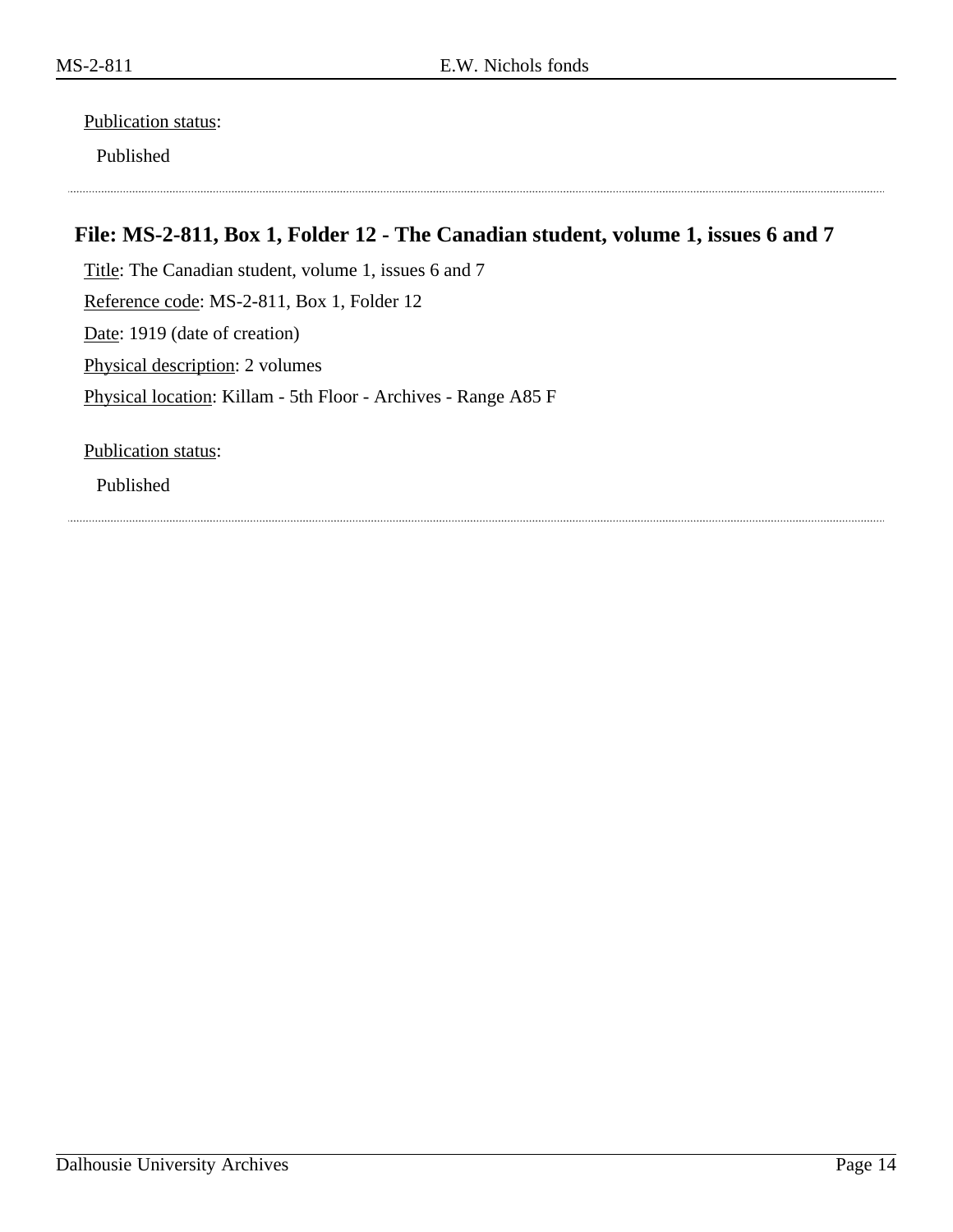Publication status:

Published

---

### File: MS-2-811, Box 1, Folder 12 - The Canadian student, volume 1, issues 6 and 7

Title: The Canadian student, volume 1, issues 6 and 7

Reference code: MS-2-811, Box 1, Folder 12

Date: 1919 (date of creation)

Physical description: 2 volumes

Physical location: Killam - 5th Floor - Archives - Range A85 F

Publication status:

Published

---